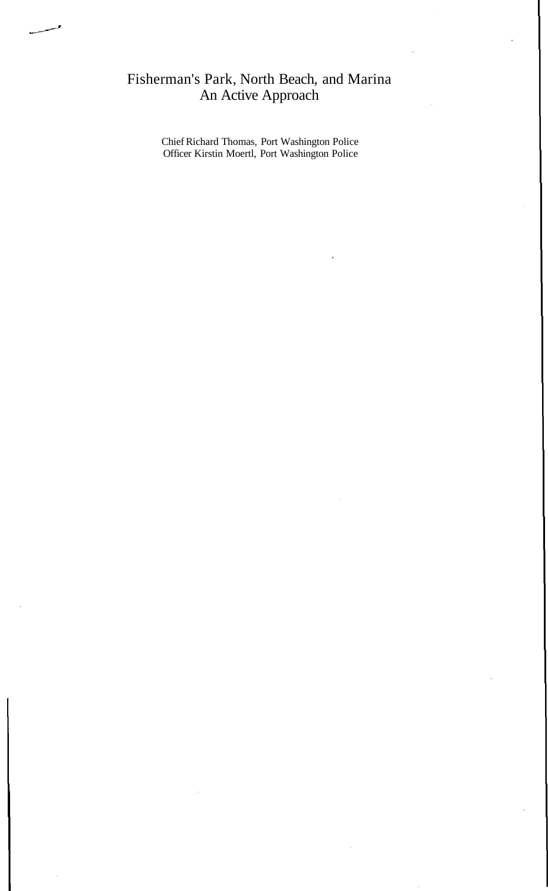# Fisherman's Park, North Beach, and Marina
# An Active Approach

Chief Richard Thomas, Port Washington Police
Officer Kirstin Moertl, Port Washington Police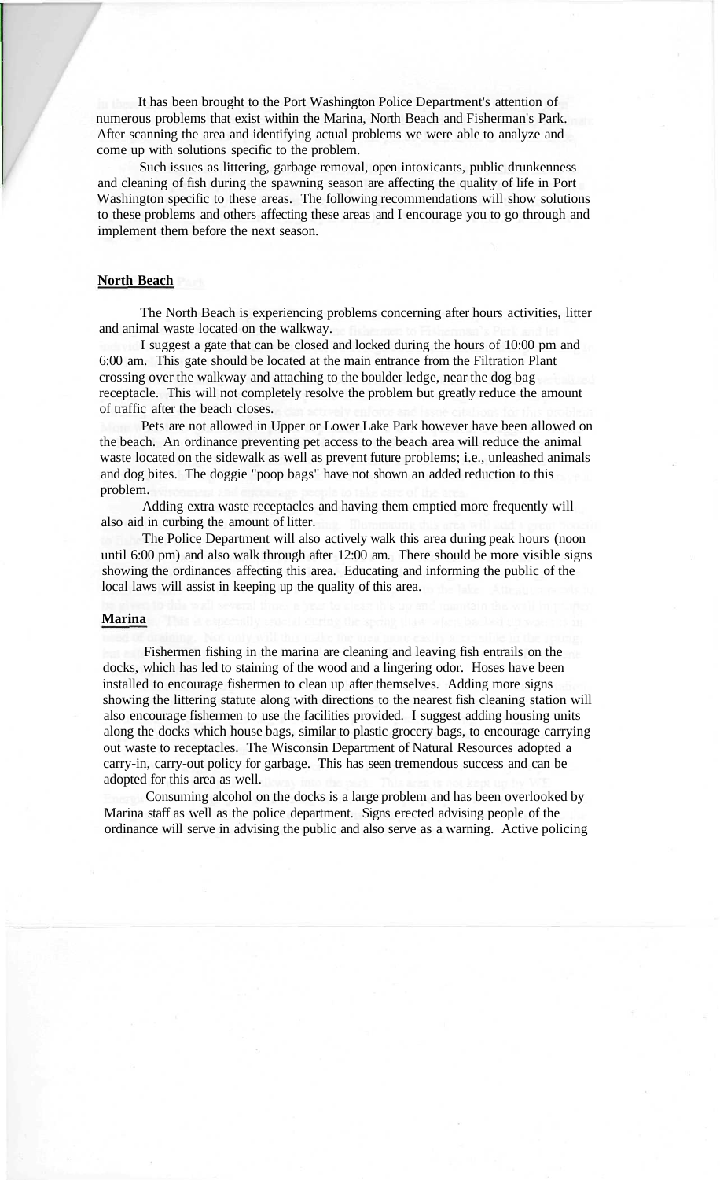It has been brought to the Port Washington Police Department's attention of numerous problems that exist within the Marina, North Beach and Fisherman's Park. After scanning the area and identifying actual problems we were able to analyze and come up with solutions specific to the problem.

Such issues as littering, garbage removal, open intoxicants, public drunkenness and cleaning of fish during the spawning season are affecting the quality of life in Port Washington specific to these areas. The following recommendations will show solutions to these problems and others affecting these areas and I encourage you to go through and implement them before the next season.

**North Beach**

The North Beach is experiencing problems concerning after hours activities, litter and animal waste located on the walkway.

I suggest a gate that can be closed and locked during the hours of 10:00 pm and 6:00 am. This gate should be located at the main entrance from the Filtration Plant crossing over the walkway and attaching to the boulder ledge, near the dog bag receptacle. This will not completely resolve the problem but greatly reduce the amount of traffic after the beach closes.

Pets are not allowed in Upper or Lower Lake Park however have been allowed on the beach. An ordinance preventing pet access to the beach area will reduce the animal waste located on the sidewalk as well as prevent future problems; i.e., unleashed animals and dog bites. The doggie "poop bags" have not shown an added reduction to this problem.

Adding extra waste receptacles and having them emptied more frequently will also aid in curbing the amount of litter.

The Police Department will also actively walk this area during peak hours (noon until 6:00 pm) and also walk through after 12:00 am. There should be more visible signs showing the ordinances affecting this area. Educating and informing the public of the local laws will assist in keeping up the quality of this area.

**Marina**

Fishermen fishing in the marina are cleaning and leaving fish entrails on the docks, which has led to staining of the wood and a lingering odor. Hoses have been installed to encourage fishermen to clean up after themselves. Adding more signs showing the littering statute along with directions to the nearest fish cleaning station will also encourage fishermen to use the facilities provided. I suggest adding housing units along the docks which house bags, similar to plastic grocery bags, to encourage carrying out waste to receptacles. The Wisconsin Department of Natural Resources adopted a carry-in, carry-out policy for garbage. This has seen tremendous success and can be adopted for this area as well.

Consuming alcohol on the docks is a large problem and has been overlooked by Marina staff as well as the police department. Signs erected advising people of the ordinance will serve in advising the public and also serve as a warning. Active policing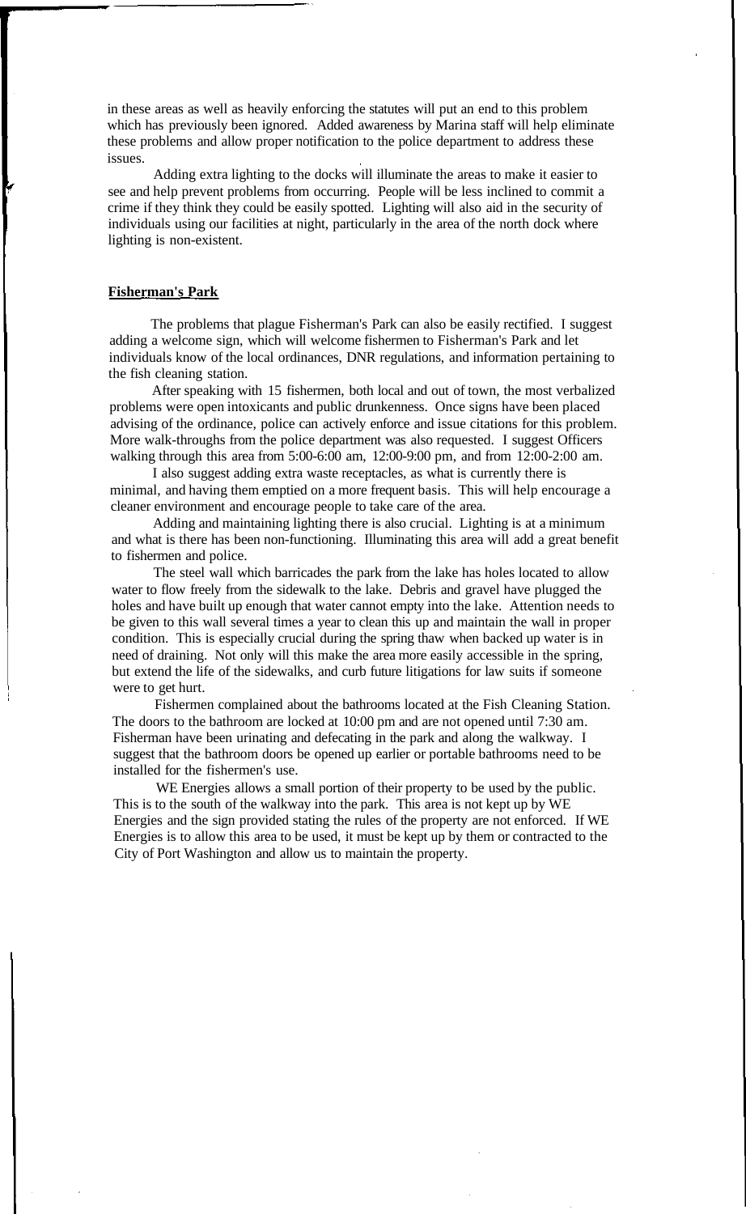in these areas as well as heavily enforcing the statutes will put an end to this problem which has previously been ignored. Added awareness by Marina staff will help eliminate these problems and allow proper notification to the police department to address these issues.

Adding extra lighting to the docks will illuminate the areas to make it easier to see and help prevent problems from occurring. People will be less inclined to commit a crime if they think they could be easily spotted. Lighting will also aid in the security of individuals using our facilities at night, particularly in the area of the north dock where lighting is non-existent.

**Fisherman's Park**

The problems that plague Fisherman's Park can also be easily rectified. I suggest adding a welcome sign, which will welcome fishermen to Fisherman's Park and let individuals know of the local ordinances, DNR regulations, and information pertaining to the fish cleaning station.

After speaking with 15 fishermen, both local and out of town, the most verbalized problems were open intoxicants and public drunkenness. Once signs have been placed advising of the ordinance, police can actively enforce and issue citations for this problem. More walk-throughs from the police department was also requested. I suggest Officers walking through this area from 5:00-6:00 am, 12:00-9:00 pm, and from 12:00-2:00 am.

I also suggest adding extra waste receptacles, as what is currently there is minimal, and having them emptied on a more frequent basis. This will help encourage a cleaner environment and encourage people to take care of the area.

Adding and maintaining lighting there is also crucial. Lighting is at a minimum and what is there has been non-functioning. Illuminating this area will add a great benefit to fishermen and police.

The steel wall which barricades the park from the lake has holes located to allow water to flow freely from the sidewalk to the lake. Debris and gravel have plugged the holes and have built up enough that water cannot empty into the lake. Attention needs to be given to this wall several times a year to clean this up and maintain the wall in proper condition. This is especially crucial during the spring thaw when backed up water is in need of draining. Not only will this make the area more easily accessible in the spring, but extend the life of the sidewalks, and curb future litigations for law suits if someone were to get hurt.

Fishermen complained about the bathrooms located at the Fish Cleaning Station. The doors to the bathroom are locked at 10:00 pm and are not opened until 7:30 am. Fisherman have been urinating and defecating in the park and along the walkway. I suggest that the bathroom doors be opened up earlier or portable bathrooms need to be installed for the fishermen's use.

WE Energies allows a small portion of their property to be used by the public. This is to the south of the walkway into the park. This area is not kept up by WE Energies and the sign provided stating the rules of the property are not enforced. If WE Energies is to allow this area to be used, it must be kept up by them or contracted to the City of Port Washington and allow us to maintain the property.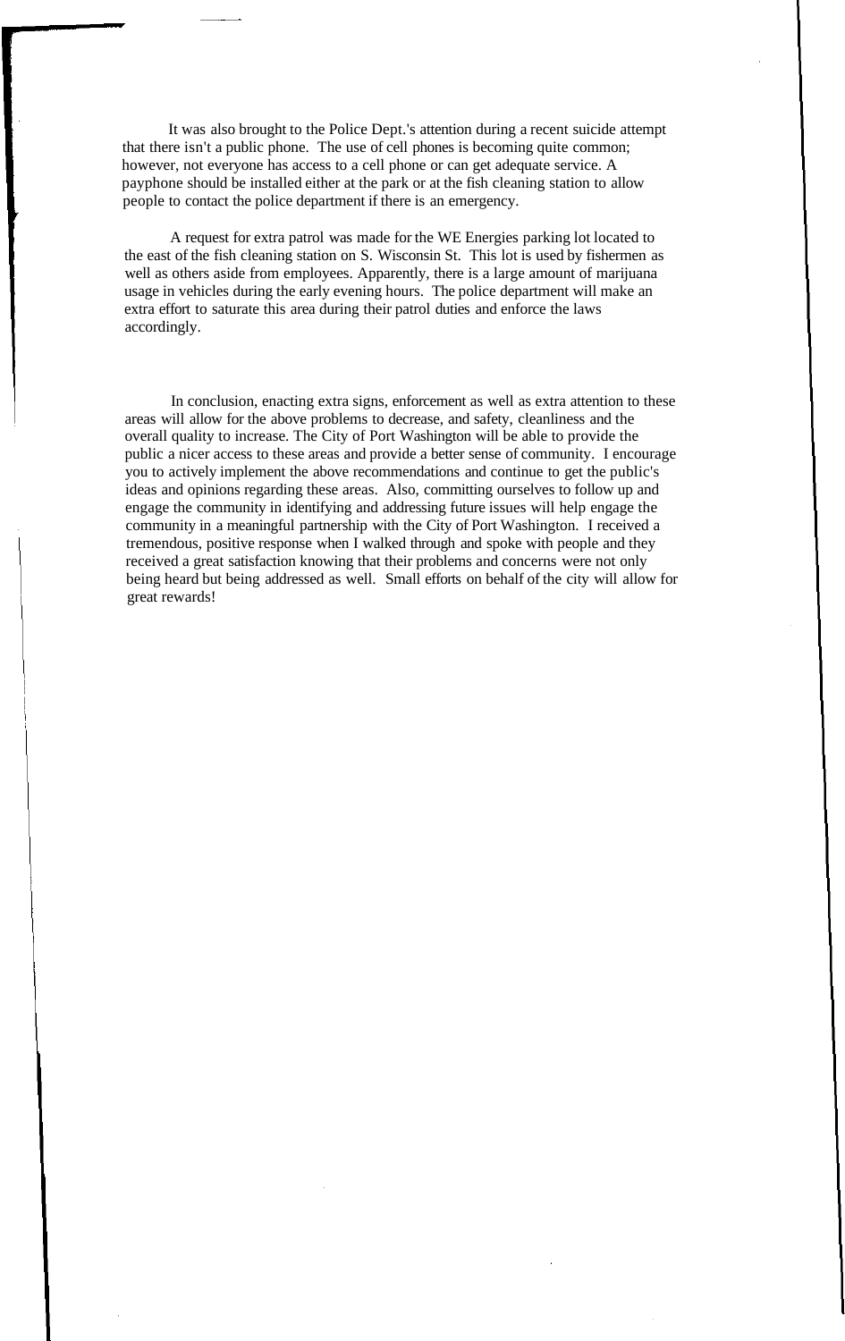It was also brought to the Police Dept.'s attention during a recent suicide attempt that there isn't a public phone. The use of cell phones is becoming quite common; however, not everyone has access to a cell phone or can get adequate service. A payphone should be installed either at the park or at the fish cleaning station to allow people to contact the police department if there is an emergency.

A request for extra patrol was made for the WE Energies parking lot located to the east of the fish cleaning station on S. Wisconsin St. This lot is used by fishermen as well as others aside from employees. Apparently, there is a large amount of marijuana usage in vehicles during the early evening hours. The police department will make an extra effort to saturate this area during their patrol duties and enforce the laws accordingly.

In conclusion, enacting extra signs, enforcement as well as extra attention to these areas will allow for the above problems to decrease, and safety, cleanliness and the overall quality to increase. The City of Port Washington will be able to provide the public a nicer access to these areas and provide a better sense of community. I encourage you to actively implement the above recommendations and continue to get the public's ideas and opinions regarding these areas. Also, committing ourselves to follow up and engage the community in identifying and addressing future issues will help engage the community in a meaningful partnership with the City of Port Washington. I received a tremendous, positive response when I walked through and spoke with people and they received a great satisfaction knowing that their problems and concerns were not only being heard but being addressed as well. Small efforts on behalf of the city will allow for great rewards!